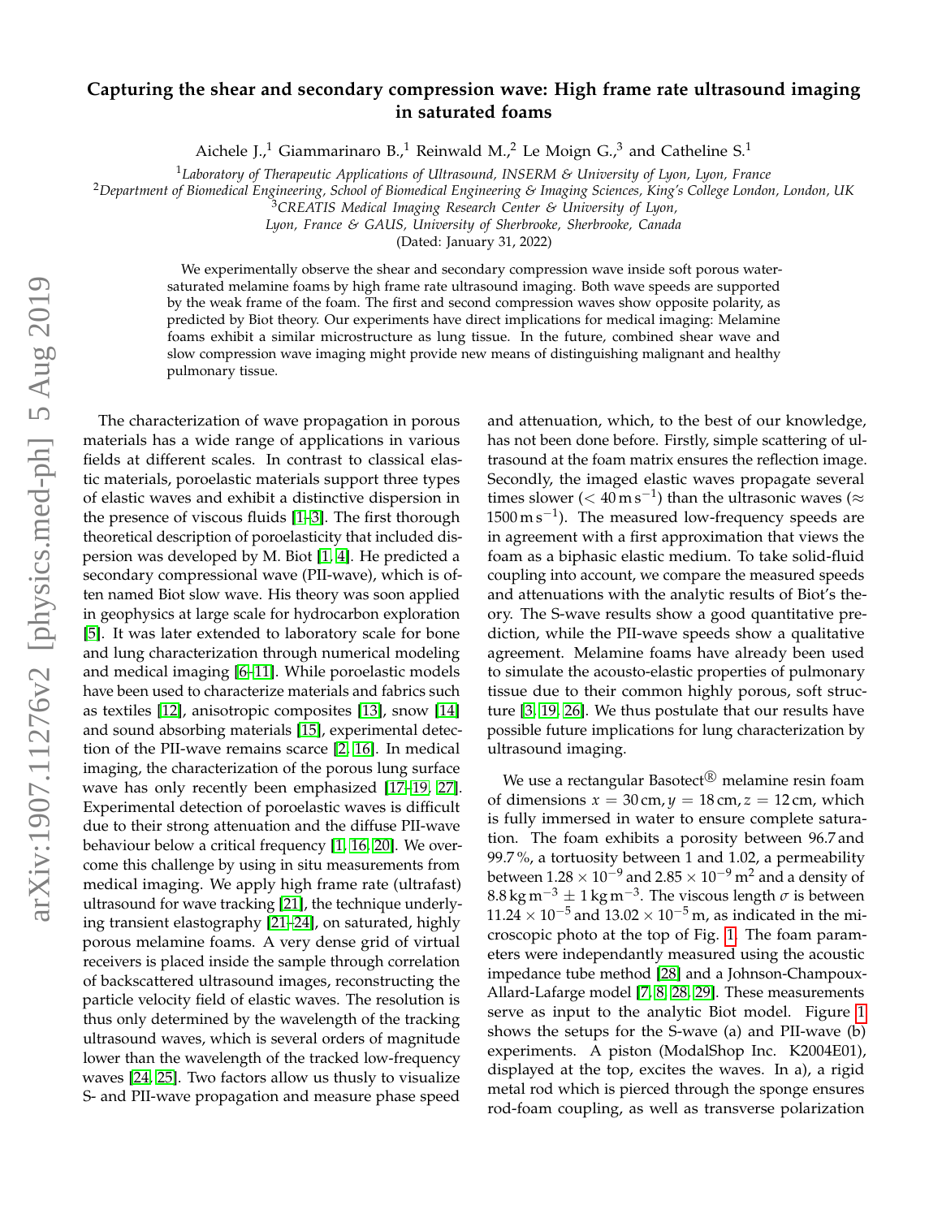# Capturing the shear and secondary compression wave: High frame rate ultrasound imaging in saturated foams

Aichele J.,[1] Giammarinaro B.,[1] Reinwald M.,[2] Le Moign G.,[3] and Catheline S.[1]

[1] *Laboratory of Therapeutic Applications of Ultrasound, INSERM & University of Lyon, Lyon, France*
[2] *Department of Biomedical Engineering, School of Biomedical Engineering & Imaging Sciences, King's College London, London, UK*
[3] *CREATIS Medical Imaging Research Center & University of Lyon, Lyon, France & GAUS, University of Sherbrooke, Sherbrooke, Canada*

(Dated: January 31, 2022)

We experimentally observe the shear and secondary compression wave inside soft porous water-saturated melamine foams by high frame rate ultrasound imaging. Both wave speeds are supported by the weak frame of the foam. The first and second compression waves show opposite polarity, as predicted by Biot theory. Our experiments have direct implications for medical imaging: Melamine foams exhibit a similar microstructure as lung tissue. In the future, combined shear wave and slow compression wave imaging might provide new means of distinguishing malignant and healthy pulmonary tissue.

The characterization of wave propagation in porous materials has a wide range of applications in various fields at different scales. In contrast to classical elastic materials, poroelastic materials support three types of elastic waves and exhibit a distinctive dispersion in the presence of viscous fluids [1–3]. The first thorough theoretical description of poroelasticity that included dispersion was developed by M. Biot [1, 4]. He predicted a secondary compressional wave (PII-wave), which is often named Biot slow wave. His theory was soon applied in geophysics at large scale for hydrocarbon exploration [5]. It was later extended to laboratory scale for bone and lung characterization through numerical modeling and medical imaging [6–11]. While poroelastic models have been used to characterize materials and fabrics such as textiles [12], anisotropic composites [13], snow [14] and sound absorbing materials [15], experimental detection of the PII-wave remains scarce [2, 16]. In medical imaging, the characterization of the porous lung surface wave has only recently been emphasized [17–19, 27]. Experimental detection of poroelastic waves is difficult due to their strong attenuation and the diffuse PII-wave behaviour below a critical frequency [1, 16, 20]. We overcome this challenge by using in situ measurements from medical imaging. We apply high frame rate (ultrafast) ultrasound for wave tracking [21], the technique underlying transient elastography [21–24], on saturated, highly porous melamine foams. A very dense grid of virtual receivers is placed inside the sample through correlation of backscattered ultrasound images, reconstructing the particle velocity field of elastic waves. The resolution is thus only determined by the wavelength of the tracking ultrasound waves, which is several orders of magnitude lower than the wavelength of the tracked low-frequency waves [24, 25]. Two factors allow us thusly to visualize S- and PII-wave propagation and measure phase speed and attenuation, which, to the best of our knowledge, has not been done before. Firstly, simple scattering of ultrasound at the foam matrix ensures the reflection image. Secondly, the imaged elastic waves propagate several times slower ($< 40\,\mathrm{m\,s^{-1}}$) than the ultrasonic waves ($\approx 1500\,\mathrm{m\,s^{-1}}$). The measured low-frequency speeds are in agreement with a first approximation that views the foam as a biphasic elastic medium. To take solid-fluid coupling into account, we compare the measured speeds and attenuations with the analytic results of Biot's theory. The S-wave results show a good quantitative prediction, while the PII-wave speeds show a qualitative agreement. Melamine foams have already been used to simulate the acousto-elastic properties of pulmonary tissue due to their common highly porous, soft structure [3, 19, 26]. We thus postulate that our results have possible future implications for lung characterization by ultrasound imaging.

We use a rectangular Basotect® melamine resin foam of dimensions $x = 30\,\mathrm{cm}, y = 18\,\mathrm{cm}, z = 12\,\mathrm{cm}$, which is fully immersed in water to ensure complete saturation. The foam exhibits a porosity between 96.7 and 99.7 %, a tortuosity between 1 and 1.02, a permeability between $1.28 \times 10^{-9}$ and $2.85 \times 10^{-9}\,\mathrm{m}^2$ and a density of $8.8\,\mathrm{kg\,m^{-3}} \pm 1\,\mathrm{kg\,m^{-3}}$. The viscous length $\sigma$ is between $11.24 \times 10^{-5}$ and $13.02 \times 10^{-5}\,\mathrm{m}$, as indicated in the microscopic photo at the top of Fig. 1. The foam parameters were independantly measured using the acoustic impedance tube method [28] and a Johnson-Champoux-Allard-Lafarge model [7, 8, 28, 29]. These measurements serve as input to the analytic Biot model. Figure 1 shows the setups for the S-wave (a) and PII-wave (b) experiments. A piston (ModalShop Inc. K2004E01), displayed at the top, excites the waves. In a), a rigid metal rod which is pierced through the sponge ensures rod-foam coupling, as well as transverse polarization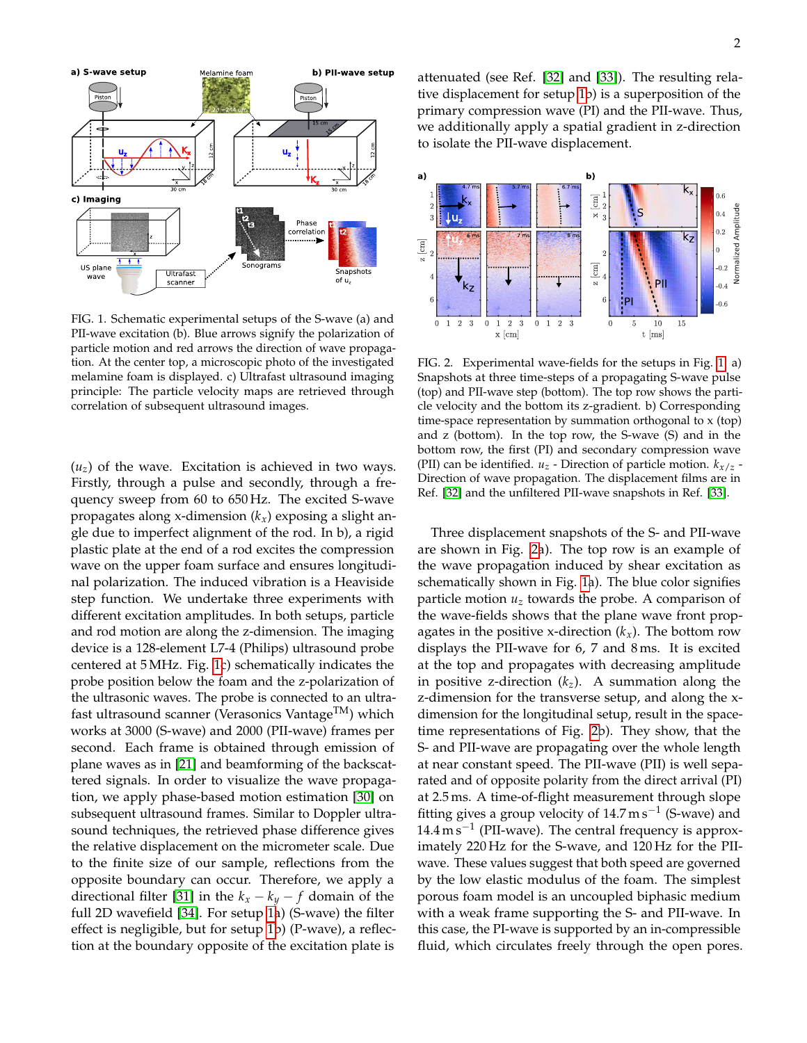FIG. 1. Schematic experimental setups of the S-wave (a) and PII-wave excitation (b). Blue arrows signify the polarization of particle motion and red arrows the direction of wave propagation. At the center top, a microscopic photo of the investigated melamine foam is displayed. c) Ultrafast ultrasound imaging principle: The particle velocity maps are retrieved through correlation of subsequent ultrasound images.

($u_z$) of the wave. Excitation is achieved in two ways. Firstly, through a pulse and secondly, through a frequency sweep from 60 to 650 Hz. The excited S-wave propagates along x-dimension ($k_x$) exposing a slight angle due to imperfect alignment of the rod. In b), a rigid plastic plate at the end of a rod excites the compression wave on the upper foam surface and ensures longitudinal polarization. The induced vibration is a Heaviside step function. We undertake three experiments with different excitation amplitudes. In both setups, particle and rod motion are along the z-dimension. The imaging device is a 128-element L7-4 (Philips) ultrasound probe centered at 5 MHz. Fig. 1c) schematically indicates the probe position below the foam and the z-polarization of the ultrasonic waves. The probe is connected to an ultrafast ultrasound scanner (Verasonics Vantage™) which works at 3000 (S-wave) and 2000 (PII-wave) frames per second. Each frame is obtained through emission of plane waves as in [21] and beamforming of the backscattered signals. In order to visualize the wave propagation, we apply phase-based motion estimation [30] on subsequent ultrasound frames. Similar to Doppler ultrasound techniques, the retrieved phase difference gives the relative displacement on the micrometer scale. Due to the finite size of our sample, reflections from the opposite boundary can occur. Therefore, we apply a directional filter [31] in the $k_x - k_y - f$ domain of the full 2D wavefield [34]. For setup 1a) (S-wave) the filter effect is negligible, but for setup 1b) (P-wave), a reflection at the boundary opposite of the excitation plate is attenuated (see Ref. [32] and [33]). The resulting relative displacement for setup 1b) is a superposition of the primary compression wave (PI) and the PII-wave. Thus, we additionally apply a spatial gradient in z-direction to isolate the PII-wave displacement.

FIG. 2. Experimental wave-fields for the setups in Fig. 1 a) Snapshots at three time-steps of a propagating S-wave pulse (top) and PII-wave step (bottom). The top row shows the particle velocity and the bottom its z-gradient. b) Corresponding time-space representation by summation orthogonal to x (top) and z (bottom). In the top row, the S-wave (S) and in the bottom row, the first (PI) and secondary compression wave (PII) can be identified. $u_z$ - Direction of particle motion. $k_{x/z}$ - Direction of wave propagation. The displacement films are in Ref. [32] and the unfiltered PII-wave snapshots in Ref. [33].

Three displacement snapshots of the S- and PII-wave are shown in Fig. 2a). The top row is an example of the wave propagation induced by shear excitation as schematically shown in Fig. 1a). The blue color signifies particle motion $u_z$ towards the probe. A comparison of the wave-fields shows that the plane wave front propagates in the positive x-direction ($k_x$). The bottom row displays the PII-wave for 6, 7 and 8 ms. It is excited at the top and propagates with decreasing amplitude in positive z-direction ($k_z$). A summation along the z-dimension for the transverse setup, and along the x-dimension for the longitudinal setup, result in the space-time representations of Fig. 2b). They show, that the S- and PII-wave are propagating over the whole length at near constant speed. The PII-wave (PII) is well separated and of opposite polarity from the direct arrival (PI) at 2.5 ms. A time-of-flight measurement through slope fitting gives a group velocity of 14.7 m s$^{-1}$ (S-wave) and 14.4 m s$^{-1}$ (PII-wave). The central frequency is approximately 220 Hz for the S-wave, and 120 Hz for the PII-wave. These values suggest that both speed are governed by the low elastic modulus of the foam. The simplest porous foam model is an uncoupled biphasic medium with a weak frame supporting the S- and PII-wave. In this case, the PI-wave is supported by an in-compressible fluid, which circulates freely through the open pores.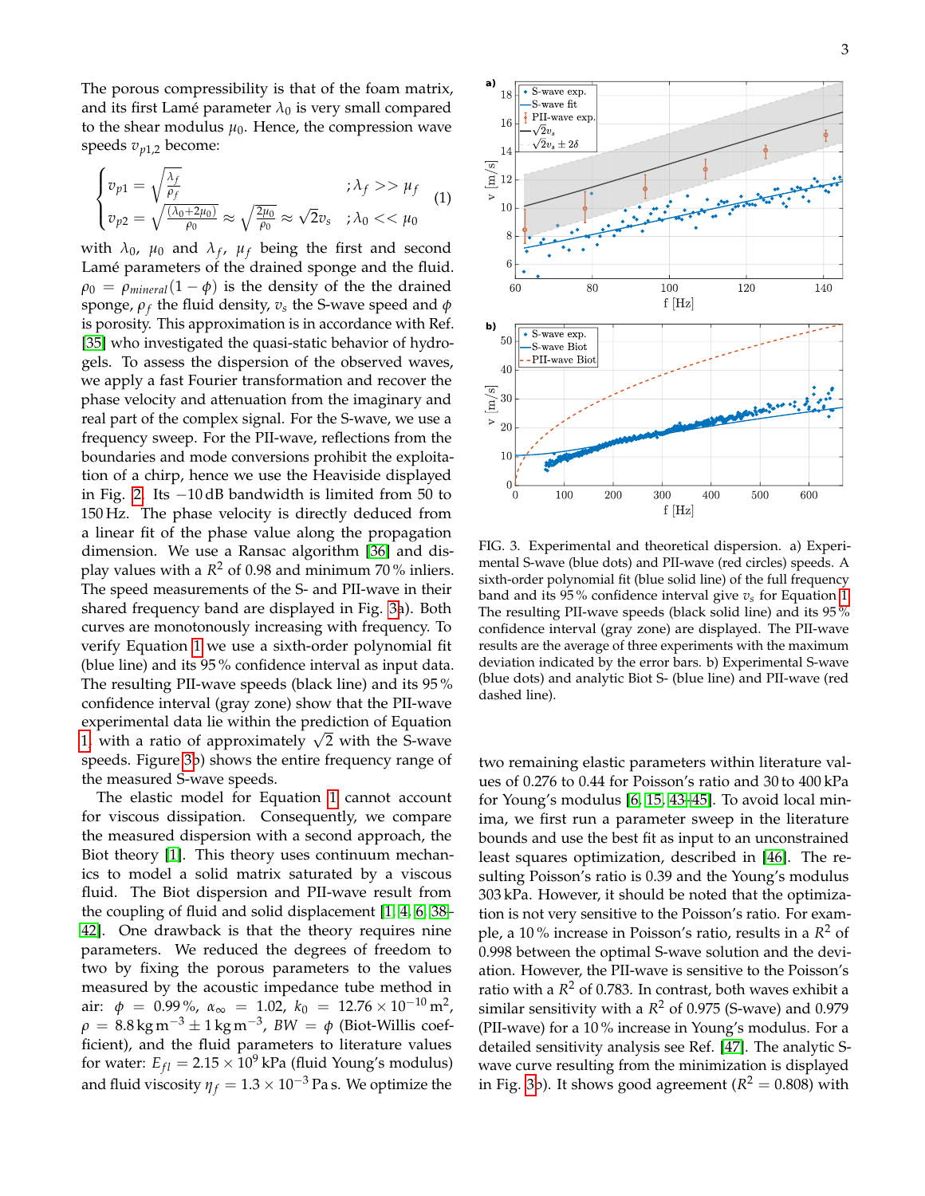The porous compressibility is that of the foam matrix, and its first Lamé parameter $\lambda_0$ is very small compared to the shear modulus $\mu_0$. Hence, the compression wave speeds $v_{p1,2}$ become:

$$\begin{cases} v_{p1} = \sqrt{\frac{\lambda_f}{\rho_f}} & ;\lambda_f >> \mu_f \\ v_{p2} = \sqrt{\frac{(\lambda_0+2\mu_0)}{\rho_0}} \approx \sqrt{\frac{2\mu_0}{\rho_0}} \approx \sqrt{2}v_s & ;\lambda_0 << \mu_0 \end{cases} \quad (1)$$

with $\lambda_0$, $\mu_0$ and $\lambda_f$, $\mu_f$ being the first and second Lamé parameters of the drained sponge and the fluid. $\rho_0 = \rho_{mineral}(1-\phi)$ is the density of the the drained sponge, $\rho_f$ the fluid density, $v_s$ the S-wave speed and $\phi$ is porosity. This approximation is in accordance with Ref. [35] who investigated the quasi-static behavior of hydrogels. To assess the dispersion of the observed waves, we apply a fast Fourier transformation and recover the phase velocity and attenuation from the imaginary and real part of the complex signal. For the S-wave, we use a frequency sweep. For the PII-wave, reflections from the boundaries and mode conversions prohibit the exploitation of a chirp, hence we use the Heaviside displayed in Fig. 2. Its −10 dB bandwidth is limited from 50 to 150 Hz. The phase velocity is directly deduced from a linear fit of the phase value along the propagation dimension. We use a Ransac algorithm [36] and display values with a $R^2$ of 0.98 and minimum 70 % inliers. The speed measurements of the S- and PII-wave in their shared frequency band are displayed in Fig. 3a). Both curves are monotonously increasing with frequency. To verify Equation 1 we use a sixth-order polynomial fit (blue line) and its 95 % confidence interval as input data. The resulting PII-wave speeds (black line) and its 95 % confidence interval (gray zone) show that the PII-wave experimental data lie within the prediction of Equation 1, with a ratio of approximately $\sqrt{2}$ with the S-wave speeds. Figure 3b) shows the entire frequency range of the measured S-wave speeds.

The elastic model for Equation 1 cannot account for viscous dissipation. Consequently, we compare the measured dispersion with a second approach, the Biot theory [1]. This theory uses continuum mechanics to model a solid matrix saturated by a viscous fluid. The Biot dispersion and PII-wave result from the coupling of fluid and solid displacement [1, 4, 6, 38–42]. One drawback is that the theory requires nine parameters. We reduced the degrees of freedom to two by fixing the porous parameters to the values measured by the acoustic impedance tube method in air: $\phi$ = 0.99 %, $\alpha_\infty$ = 1.02, $k_0$ = 12.76 × $10^{-10}$ $m^2$, $\rho$ = 8.8 kg $m^{-3}$ ± 1 kg $m^{-3}$, $BW = \phi$ (Biot-Willis coefficient), and the fluid parameters to literature values for water: $E_{fl}$ = 2.15 × $10^9$ kPa (fluid Young's modulus) and fluid viscosity $\eta_f$ = 1.3 × $10^{-3}$ Pa s. We optimize the two remaining elastic parameters within literature values of 0.276 to 0.44 for Poisson's ratio and 30 to 400 kPa for Young's modulus [6, 15, 43–45]. To avoid local minima, we first run a parameter sweep in the literature bounds and use the best fit as input to an unconstrained least squares optimization, described in [46]. The resulting Poisson's ratio is 0.39 and the Young's modulus 303 kPa. However, it should be noted that the optimization is not very sensitive to the Poisson's ratio. For example, a 10 % increase in Poisson's ratio, results in a $R^2$ of 0.998 between the optimal S-wave solution and the deviation. However, the PII-wave is sensitive to the Poisson's ratio with a $R^2$ of 0.783. In contrast, both waves exhibit a similar sensitivity with a $R^2$ of 0.975 (S-wave) and 0.979 (PII-wave) for a 10 % increase in Young's modulus. For a detailed sensitivity analysis see Ref. [47]. The analytic S-wave curve resulting from the minimization is displayed in Fig. 3b). It shows good agreement ($R^2$ = 0.808) with

FIG. 3. Experimental and theoretical dispersion. a) Experimental S-wave (blue dots) and PII-wave (red circles) speeds. A sixth-order polynomial fit (blue solid line) of the full frequency band and its 95 % confidence interval give $v_s$ for Equation 1. The resulting PII-wave speeds (black solid line) and its 95 % confidence interval (gray zone) are displayed. The PII-wave results are the average of three experiments with the maximum deviation indicated by the error bars. b) Experimental S-wave (blue dots) and analytic Biot S- (blue line) and PII-wave (red dashed line).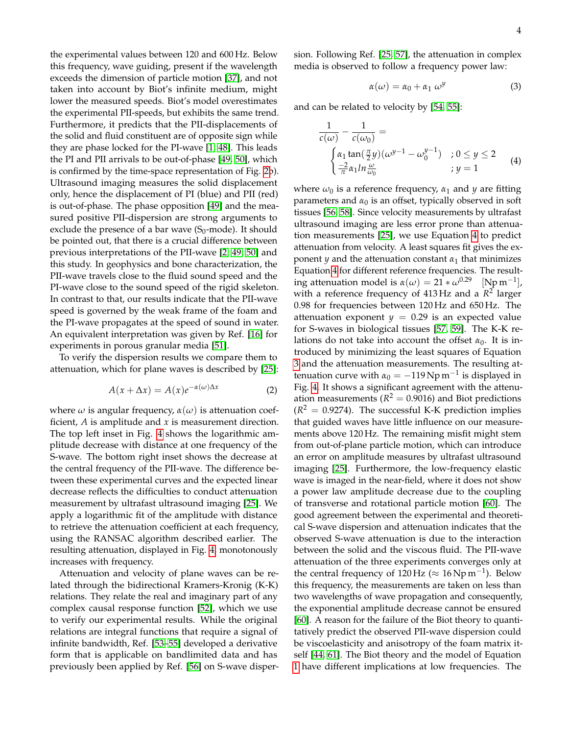the experimental values between 120 and 600 Hz. Below this frequency, wave guiding, present if the wavelength exceeds the dimension of particle motion [37], and not taken into account by Biot's infinite medium, might lower the measured speeds. Biot's model overestimates the experimental PII-speeds, but exhibits the same trend. Furthermore, it predicts that the PII-displacements of the solid and fluid constituent are of opposite sign while they are phase locked for the PI-wave [1, 48]. This leads the PI and PII arrivals to be out-of-phase [49, 50], which is confirmed by the time-space representation of Fig. 2b). Ultrasound imaging measures the solid displacement only, hence the displacement of PI (blue) and PII (red) is out-of-phase. The phase opposition [49] and the measured positive PII-dispersion are strong arguments to exclude the presence of a bar wave ($S_0$-mode). It should be pointed out, that there is a crucial difference between previous interpretations of the PII-wave [2, 49, 50] and this study. In geophysics and bone characterization, the PII-wave travels close to the fluid sound speed and the PI-wave close to the sound speed of the rigid skeleton. In contrast to that, our results indicate that the PII-wave speed is governed by the weak frame of the foam and the PI-wave propagates at the speed of sound in water. An equivalent interpretation was given by Ref. [16] for experiments in porous granular media [51].

To verify the dispersion results we compare them to attenuation, which for plane waves is described by [25]:

$$A(x + \Delta x) = A(x)e^{-\alpha(\omega)\Delta x} \tag{2}$$

where $\omega$ is angular frequency, $\alpha(\omega)$ is attenuation coefficient, $A$ is amplitude and $x$ is measurement direction. The top left inset in Fig. 4 shows the logarithmic amplitude decrease with distance at one frequency of the S-wave. The bottom right inset shows the decrease at the central frequency of the PII-wave. The difference between these experimental curves and the expected linear decrease reflects the difficulties to conduct attenuation measurement by ultrafast ultrasound imaging [25]. We apply a logarithmic fit of the amplitude with distance to retrieve the attenuation coefficient at each frequency, using the RANSAC algorithm described earlier. The resulting attenuation, displayed in Fig. 4 monotonously increases with frequency.

Attenuation and velocity of plane waves can be related through the bidirectional Kramers-Kronig (K-K) relations. They relate the real and imaginary part of any complex causal response function [52], which we use to verify our experimental results. While the original relations are integral functions that require a signal of infinite bandwidth, Ref. [53–55] developed a derivative form that is applicable on bandlimited data and has previously been applied by Ref. [56] on S-wave dispersion. Following Ref. [25, 57], the attenuation in complex media is observed to follow a frequency power law:

$$\alpha(\omega) = \alpha_0 + \alpha_1\ \omega^y \tag{3}$$

and can be related to velocity by [54, 55]:

$$\frac{1}{c(\omega)} - \frac{1}{c(\omega_0)} = \begin{cases} \alpha_1 \tan(\frac{\pi}{2}y)(\omega^{y-1} - \omega_0^{y-1}) & ; 0 \le y \le 2 \\ \frac{-2}{\pi}\alpha_1 ln\frac{\omega}{\omega_0} & ; y = 1 \end{cases} \tag{4}$$

where $\omega_0$ is a reference frequency, $\alpha_1$ and $y$ are fitting parameters and $\alpha_0$ is an offset, typically observed in soft tissues [56, 58]. Since velocity measurements by ultrafast ultrasound imaging are less error prone than attenuation measurements [25], we use Equation 4 to predict attenuation from velocity. A least squares fit gives the exponent $y$ and the attenuation constant $\alpha_1$ that minimizes Equation 4 for different reference frequencies. The resulting attenuation model is $\alpha(\omega) = 21 * \omega^{0.29}$ [$\mathrm{Np\,m^{-1}}$], with a reference frequency of 413 Hz and a $R^2$ larger 0.98 for frequencies between 120 Hz and 650 Hz. The attenuation exponent $y = 0.29$ is an expected value for S-waves in biological tissues [57, 59]. The K-K relations do not take into account the offset $\alpha_0$. It is introduced by minimizing the least squares of Equation 3 and the attenuation measurements. The resulting attenuation curve with $\alpha_0 = -119\,\mathrm{Np\,m^{-1}}$ is displayed in Fig. 4. It shows a significant agreement with the attenuation measurements ($R^2 = 0.9016$) and Biot predictions ($R^2 = 0.9274$). The successful K-K prediction implies that guided waves have little influence on our measurements above 120 Hz. The remaining misfit might stem from out-of-plane particle motion, which can introduce an error on amplitude measures by ultrafast ultrasound imaging [25]. Furthermore, the low-frequency elastic wave is imaged in the near-field, where it does not show a power law amplitude decrease due to the coupling of transverse and rotational particle motion [60]. The good agreement between the experimental and theoretical S-wave dispersion and attenuation indicates that the observed S-wave attenuation is due to the interaction between the solid and the viscous fluid. The PII-wave attenuation of the three experiments converges only at the central frequency of 120 Hz ($\approx 16\,\mathrm{Np\,m^{-1}}$). Below this frequency, the measurements are taken on less than two wavelengths of wave propagation and consequently, the exponential amplitude decrease cannot be ensured [60]. A reason for the failure of the Biot theory to quantitatively predict the observed PII-wave dispersion could be viscoelasticity and anisotropy of the foam matrix itself [44, 61]. The Biot theory and the model of Equation 1 have different implications at low frequencies. The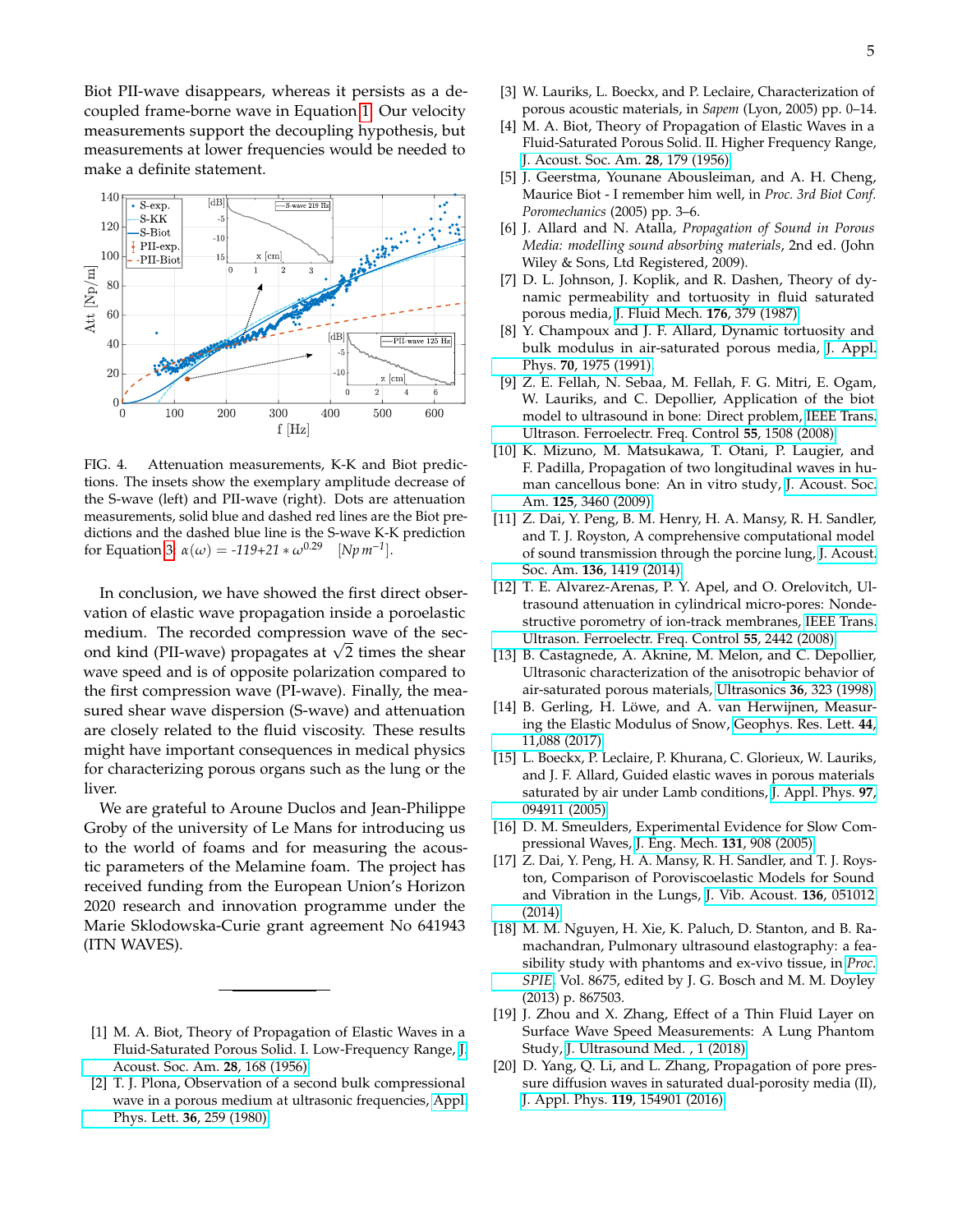Biot PII-wave disappears, whereas it persists as a decoupled frame-borne wave in Equation 1. Our velocity measurements support the decoupling hypothesis, but measurements at lower frequencies would be needed to make a definite statement.

FIG. 4. Attenuation measurements, K-K and Biot predictions. The insets show the exemplary amplitude decrease of the S-wave (left) and PII-wave (right). Dots are attenuation measurements, solid blue and dashed red lines are the Biot predictions and the dashed blue line is the S-wave K-K prediction for Equation 3: $\alpha(\omega) = -119 + 21 * \omega^{0.29}$ $[Np\,m^{-1}]$.

In conclusion, we have showed the first direct observation of elastic wave propagation inside a poroelastic medium. The recorded compression wave of the second kind (PII-wave) propagates at $\sqrt{2}$ times the shear wave speed and is of opposite polarization compared to the first compression wave (PI-wave). Finally, the measured shear wave dispersion (S-wave) and attenuation are closely related to the fluid viscosity. These results might have important consequences in medical physics for characterizing porous organs such as the lung or the liver.

We are grateful to Aroune Duclos and Jean-Philippe Groby of the university of Le Mans for introducing us to the world of foams and for measuring the acoustic parameters of the Melamine foam. The project has received funding from the European Union's Horizon 2020 research and innovation programme under the Marie Sklodowska-Curie grant agreement No 641943 (ITN WAVES).

---

[1] M. A. Biot, Theory of Propagation of Elastic Waves in a Fluid-Saturated Porous Solid. I. Low-Frequency Range, J. Acoust. Soc. Am. **28**, 168 (1956).

[2] T. J. Plona, Observation of a second bulk compressional wave in a porous medium at ultrasonic frequencies, Appl. Phys. Lett. **36**, 259 (1980).

[3] W. Lauriks, L. Boeckx, and P. Leclaire, Characterization of porous acoustic materials, in *Sapem* (Lyon, 2005) pp. 0–14.

[4] M. A. Biot, Theory of Propagation of Elastic Waves in a Fluid-Saturated Porous Solid. II. Higher Frequency Range, J. Acoust. Soc. Am. **28**, 179 (1956).

[5] J. Geerstma, Younane Abousleiman, and A. H. Cheng, Maurice Biot - I remember him well, in *Proc. 3rd Biot Conf. Poromechanics* (2005) pp. 3–6.

[6] J. Allard and N. Atalla, *Propagation of Sound in Porous Media: modelling sound absorbing materials*, 2nd ed. (John Wiley & Sons, Ltd Registered, 2009).

[7] D. L. Johnson, J. Koplik, and R. Dashen, Theory of dynamic permeability and tortuosity in fluid saturated porous media, J. Fluid Mech. **176**, 379 (1987).

[8] Y. Champoux and J. F. Allard, Dynamic tortuosity and bulk modulus in air-saturated porous media, J. Appl. Phys. **70**, 1975 (1991).

[9] Z. E. Fellah, N. Sebaa, M. Fellah, F. G. Mitri, E. Ogam, W. Lauriks, and C. Depollier, Application of the biot model to ultrasound in bone: Direct problem, IEEE Trans. Ultrason. Ferroelectr. Freq. Control **55**, 1508 (2008).

[10] K. Mizuno, M. Matsukawa, T. Otani, P. Laugier, and F. Padilla, Propagation of two longitudinal waves in human cancellous bone: An in vitro study, J. Acoust. Soc. Am. **125**, 3460 (2009).

[11] Z. Dai, Y. Peng, B. M. Henry, H. A. Mansy, R. H. Sandler, and T. J. Royston, A comprehensive computational model of sound transmission through the porcine lung, J. Acoust. Soc. Am. **136**, 1419 (2014).

[12] T. E. Alvarez-Arenas, P. Y. Apel, and O. Orelovitch, Ultrasound attenuation in cylindrical micro-pores: Nondestructive porometry of ion-track membranes, IEEE Trans. Ultrason. Ferroelectr. Freq. Control **55**, 2442 (2008).

[13] B. Castagnede, A. Aknine, M. Melon, and C. Depollier, Ultrasonic characterization of the anisotropic behavior of air-saturated porous materials, Ultrasonics **36**, 323 (1998).

[14] B. Gerling, H. Löwe, and A. van Herwijnen, Measuring the Elastic Modulus of Snow, Geophys. Res. Lett. **44**, 11,088 (2017).

[15] L. Boeckx, P. Leclaire, P. Khurana, C. Glorieux, W. Lauriks, and J. F. Allard, Guided elastic waves in porous materials saturated by air under Lamb conditions, J. Appl. Phys. **97**, 094911 (2005).

[16] D. M. Smeulders, Experimental Evidence for Slow Compressional Waves, J. Eng. Mech. **131**, 908 (2005).

[17] Z. Dai, Y. Peng, H. A. Mansy, R. H. Sandler, and T. J. Royston, Comparison of Poroviscoelastic Models for Sound and Vibration in the Lungs, J. Vib. Acoust. **136**, 051012 (2014).

[18] M. M. Nguyen, H. Xie, K. Paluch, D. Stanton, and B. Ramachandran, Pulmonary ultrasound elastography: a feasibility study with phantoms and ex-vivo tissue, in *Proc. SPIE*, Vol. 8675, edited by J. G. Bosch and M. M. Doyley (2013) p. 867503.

[19] J. Zhou and X. Zhang, Effect of a Thin Fluid Layer on Surface Wave Speed Measurements: A Lung Phantom Study, J. Ultrasound Med. , 1 (2018).

[20] D. Yang, Q. Li, and L. Zhang, Propagation of pore pressure diffusion waves in saturated dual-porosity media (II), J. Appl. Phys. **119**, 154901 (2016).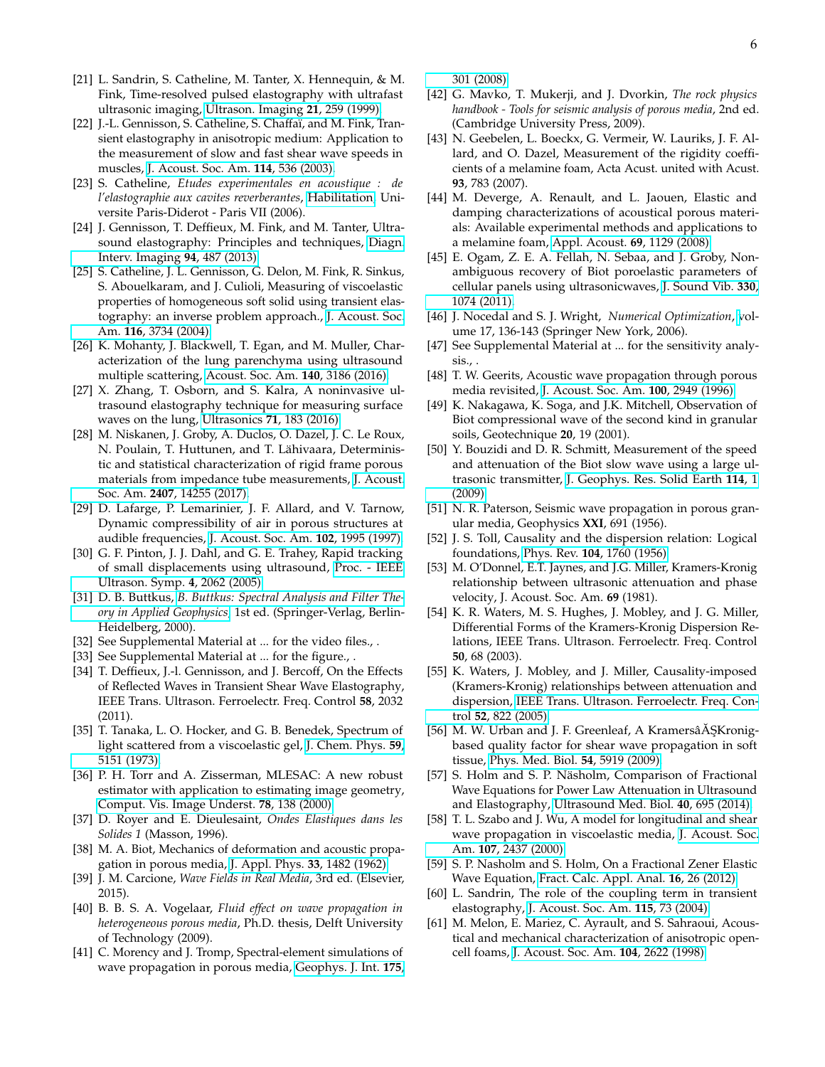[21] L. Sandrin, S. Catheline, M. Tanter, X. Hennequin, & M. Fink, Time-resolved pulsed elastography with ultrafast ultrasonic imaging, Ultrason. Imaging **21**, 259 (1999).

[22] J.-L. Gennisson, S. Catheline, S. Chaffaï, and M. Fink, Transient elastography in anisotropic medium: Application to the measurement of slow and fast shear wave speeds in muscles, J. Acoust. Soc. Am. **114**, 536 (2003).

[23] S. Catheline, *Etudes experimentales en acoustique : de l'elastographie aux cavites reverberantes*, Habilitation, Universite Paris-Diderot - Paris VII (2006).

[24] J. Gennisson, T. Deffieux, M. Fink, and M. Tanter, Ultrasound elastography: Principles and techniques, Diagn. Interv. Imaging **94**, 487 (2013).

[25] S. Catheline, J. L. Gennisson, G. Delon, M. Fink, R. Sinkus, S. Abouelkaram, and J. Culioli, Measuring of viscoelastic properties of homogeneous soft solid using transient elastography: an inverse problem approach., J. Acoust. Soc. Am. **116**, 3734 (2004).

[26] K. Mohanty, J. Blackwell, T. Egan, and M. Muller, Characterization of the lung parenchyma using ultrasound multiple scattering, Acoust. Soc. Am. **140**, 3186 (2016).

[27] X. Zhang, T. Osborn, and S. Kalra, A noninvasive ultrasound elastography technique for measuring surface waves on the lung, Ultrasonics **71**, 183 (2016).

[28] M. Niskanen, J. Groby, A. Duclos, O. Dazel, J. C. Le Roux, N. Poulain, T. Huttunen, and T. Lähivaara, Deterministic and statistical characterization of rigid frame porous materials from impedance tube measurements, J. Acoust. Soc. Am. **2407**, 14255 (2017).

[29] D. Lafarge, P. Lemarinier, J. F. Allard, and V. Tarnow, Dynamic compressibility of air in porous structures at audible frequencies, J. Acoust. Soc. Am. **102**, 1995 (1997).

[30] G. F. Pinton, J. J. Dahl, and G. E. Trahey, Rapid tracking of small displacements using ultrasound, Proc. - IEEE Ultrason. Symp. **4**, 2062 (2005).

[31] D. B. Buttkus, *B. Buttkus: Spectral Analysis and Filter Theory in Applied Geophysics*, 1st ed. (Springer-Verlag, Berlin-Heidelberg, 2000).

[32] See Supplemental Material at ... for the video files., .

[33] See Supplemental Material at ... for the figure., .

[34] T. Deffieux, J.-l. Gennisson, and J. Bercoff, On the Effects of Reflected Waves in Transient Shear Wave Elastography, IEEE Trans. Ultrason. Ferroelectr. Freq. Control **58**, 2032 (2011).

[35] T. Tanaka, L. O. Hocker, and G. B. Benedek, Spectrum of light scattered from a viscoelastic gel, J. Chem. Phys. **59**, 5151 (1973).

[36] P. H. Torr and A. Zisserman, MLESAC: A new robust estimator with application to estimating image geometry, Comput. Vis. Image Underst. **78**, 138 (2000).

[37] D. Royer and E. Dieulesaint, *Ondes Elastiques dans les Solides 1* (Masson, 1996).

[38] M. A. Biot, Mechanics of deformation and acoustic propagation in porous media, J. Appl. Phys. **33**, 1482 (1962).

[39] J. M. Carcione, *Wave Fields in Real Media*, 3rd ed. (Elsevier, 2015).

[40] B. B. S. A. Vogelaar, *Fluid effect on wave propagation in heterogeneous porous media*, Ph.D. thesis, Delft University of Technology (2009).

[41] C. Morency and J. Tromp, Spectral-element simulations of wave propagation in porous media, Geophys. J. Int. **175**, 301 (2008).

[42] G. Mavko, T. Mukerji, and J. Dvorkin, *The rock physics handbook - Tools for seismic analysis of porous media*, 2nd ed. (Cambridge University Press, 2009).

[43] N. Geebelen, L. Boeckx, G. Vermeir, W. Lauriks, J. F. Allard, and O. Dazel, Measurement of the rigidity coefficients of a melamine foam, Acta Acust. united with Acust. **93**, 783 (2007).

[44] M. Deverge, A. Renault, and L. Jaouen, Elastic and damping characterizations of acoustical porous materials: Available experimental methods and applications to a melamine foam, Appl. Acoust. **69**, 1129 (2008).

[45] E. Ogam, Z. E. A. Fellah, N. Sebaa, and J. Groby, Non-ambiguous recovery of Biot poroelastic parameters of cellular panels using ultrasonicwaves, J. Sound Vib. **330**, 1074 (2011).

[46] J. Nocedal and S. J. Wright, *Numerical Optimization*, volume 17, 136-143 (Springer New York, 2006).

[47] See Supplemental Material at ... for the sensitivity analysis., .

[48] T. W. Geerits, Acoustic wave propagation through porous media revisited, J. Acoust. Soc. Am. **100**, 2949 (1996).

[49] K. Nakagawa, K. Soga, and J.K. Mitchell, Observation of Biot compressional wave of the second kind in granular soils, Geotechnique **20**, 19 (2001).

[50] Y. Bouzidi and D. R. Schmitt, Measurement of the speed and attenuation of the Biot slow wave using a large ultrasonic transmitter, J. Geophys. Res. Solid Earth **114**, 1 (2009).

[51] N. R. Paterson, Seismic wave propagation in porous granular media, Geophysics **XXI**, 691 (1956).

[52] J. S. Toll, Causality and the dispersion relation: Logical foundations, Phys. Rev. **104**, 1760 (1956).

[53] M. O'Donnel, E.T. Jaynes, and J.G. Miller, Kramers-Kronig relationship between ultrasonic attenuation and phase velocity, J. Acoust. Soc. Am. **69** (1981).

[54] K. R. Waters, M. S. Hughes, J. Mobley, and J. G. Miller, Differential Forms of the Kramers-Kronig Dispersion Relations, IEEE Trans. Ultrason. Ferroelectr. Freq. Control **50**, 68 (2003).

[55] K. Waters, J. Mobley, and J. Miller, Causality-imposed (Kramers-Kronig) relationships between attenuation and dispersion, IEEE Trans. Ultrason. Ferroelectr. Freq. Control **52**, 822 (2005).

[56] M. W. Urban and J. F. Greenleaf, A KramersâĂŞKronig-based quality factor for shear wave propagation in soft tissue, Phys. Med. Biol. **54**, 5919 (2009).

[57] S. Holm and S. P. Näsholm, Comparison of Fractional Wave Equations for Power Law Attenuation in Ultrasound and Elastography, Ultrasound Med. Biol. **40**, 695 (2014).

[58] T. L. Szabo and J. Wu, A model for longitudinal and shear wave propagation in viscoelastic media, J. Acoust. Soc. Am. **107**, 2437 (2000).

[59] S. P. Nasholm and S. Holm, On a Fractional Zener Elastic Wave Equation, Fract. Calc. Appl. Anal. **16**, 26 (2012).

[60] L. Sandrin, The role of the coupling term in transient elastography, J. Acoust. Soc. Am. **115**, 73 (2004).

[61] M. Melon, E. Mariez, C. Ayrault, and S. Sahraoui, Acoustical and mechanical characterization of anisotropic open-cell foams, J. Acoust. Soc. Am. **104**, 2622 (1998).